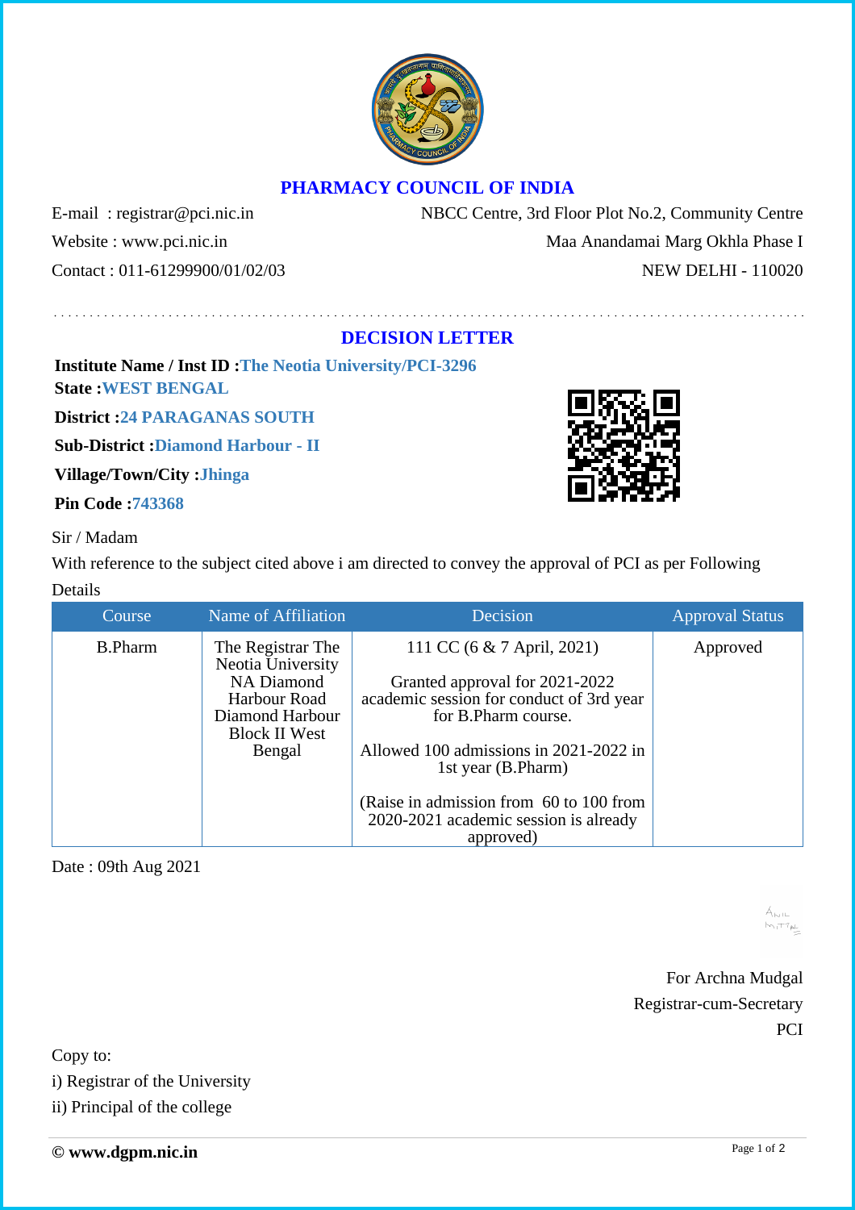# PHARMACY COUNCIL OF INDIA

E-mail : registrar@pci.nic.in
Website : www.pci.nic.in
Contact : 011-61299900/01/02/03

NBCC Centre, 3rd Floor Plot No.2, Community Centre
Maa Anandamai Marg Okhla Phase I
NEW DELHI - 110020

## DECISION LETTER

**Institute Name / Inst ID :** The Neotia University/PCI-3296
**State :** WEST BENGAL
**District :** 24 PARAGANAS SOUTH
**Sub-District :** Diamond Harbour - II
**Village/Town/City :** Jhinga
**Pin Code :** 743368

Sir / Madam

With reference to the subject cited above i am directed to convey the approval of PCI as per Following Details

| Course | Name of Affiliation | Decision | Approval Status |
|---|---|---|---|
| B.Pharm | The Registrar The Neotia University NA Diamond Harbour Road Diamond Harbour Block II West Bengal | 111 CC (6 & 7 April, 2021)<br><br>Granted approval for 2021-2022 academic session for conduct of 3rd year for B.Pharm course.<br><br>Allowed 100 admissions in 2021-2022 in 1st year (B.Pharm)<br><br>(Raise in admission from 60 to 100 from 2020-2021 academic session is already approved) | Approved |

Date : 09th Aug 2021

ANIL MITTAL

For Archna Mudgal
Registrar-cum-Secretary
PCI

Copy to:
i) Registrar of the University
ii) Principal of the college

© www.dgpm.nic.in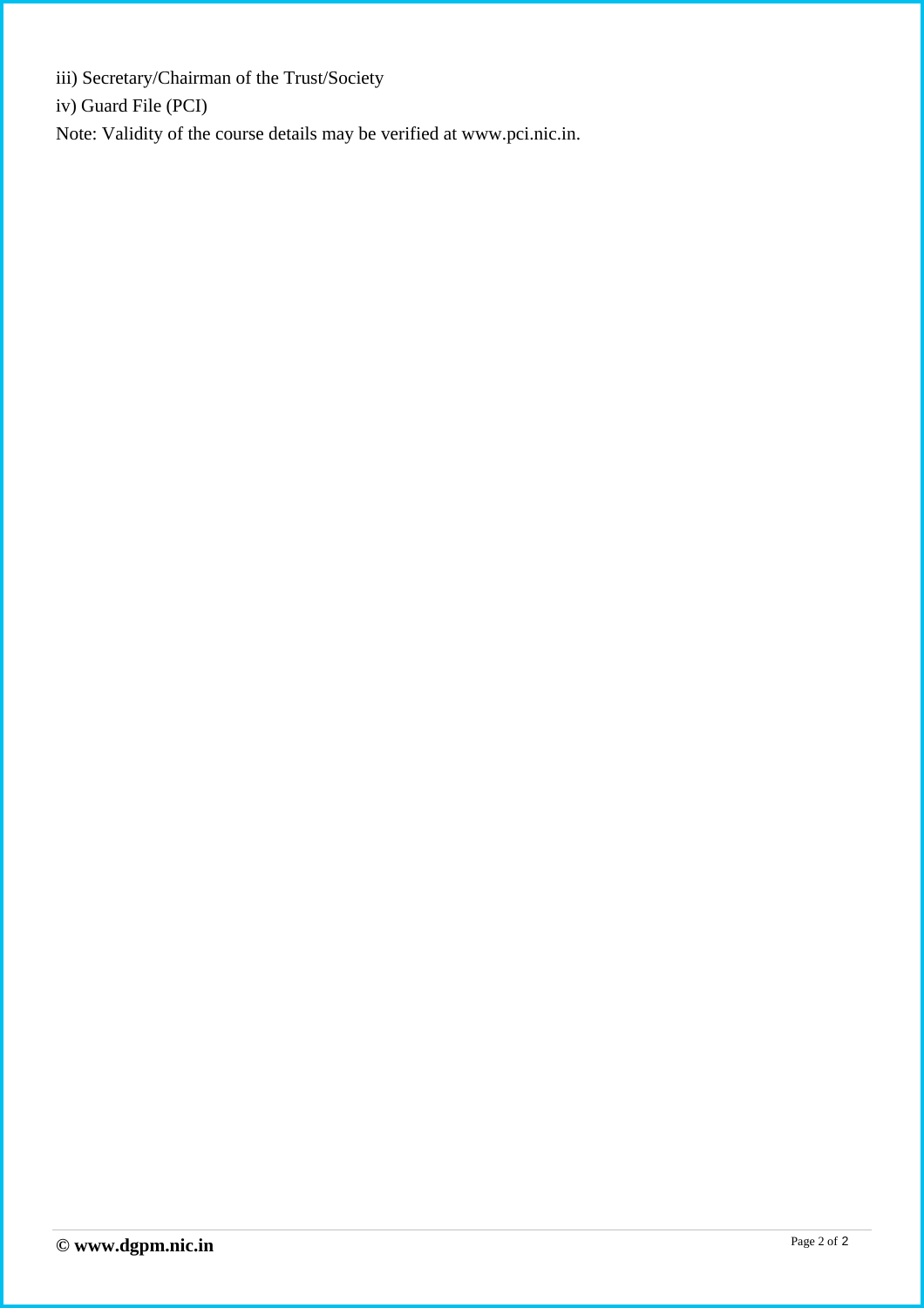iii) Secretary/Chairman of the Trust/Society

iv) Guard File (PCI)

Note: Validity of the course details may be verified at www.pci.nic.in.